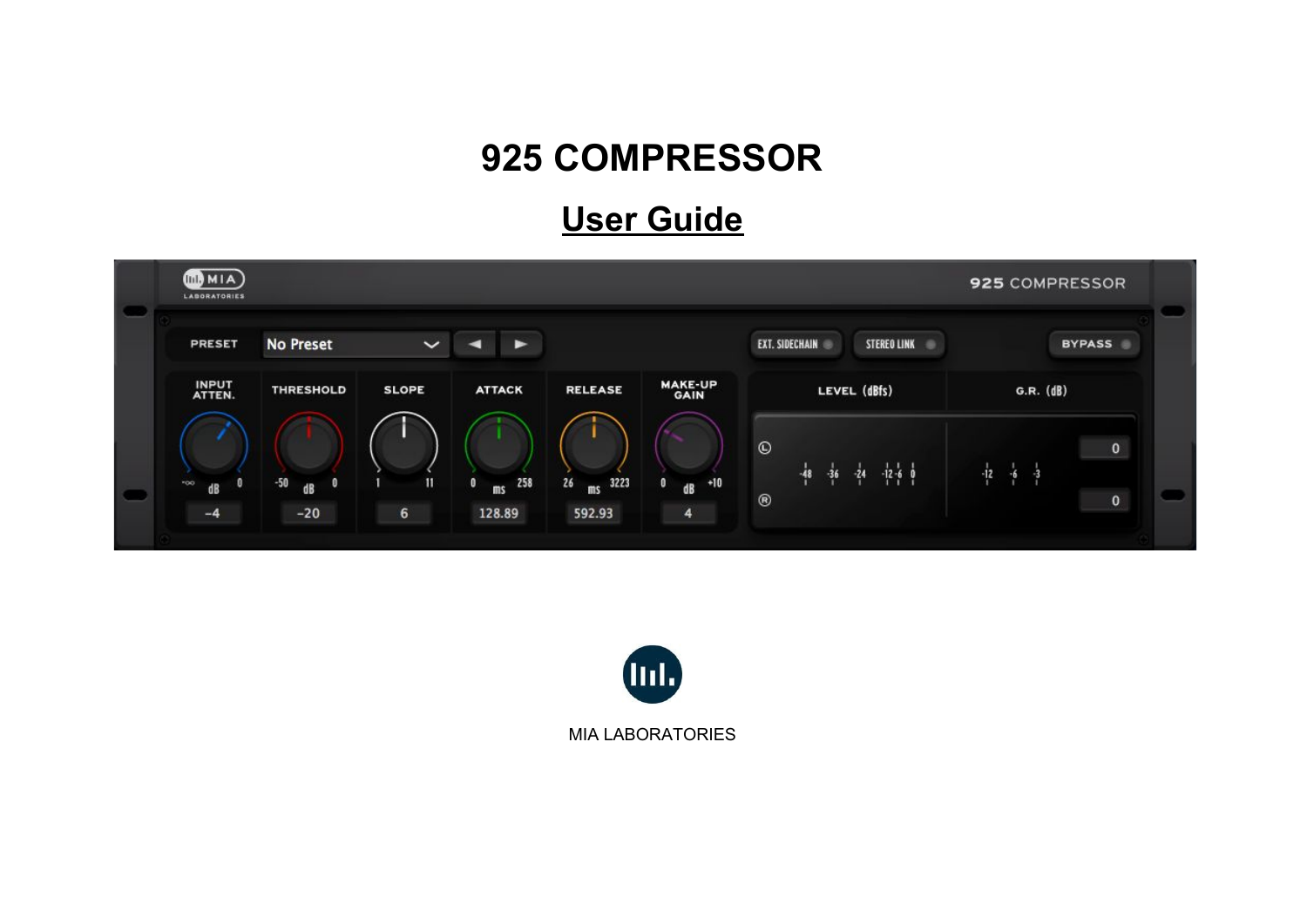# 925 COMPRESSOR

## User Guide

MIA LABORATORIES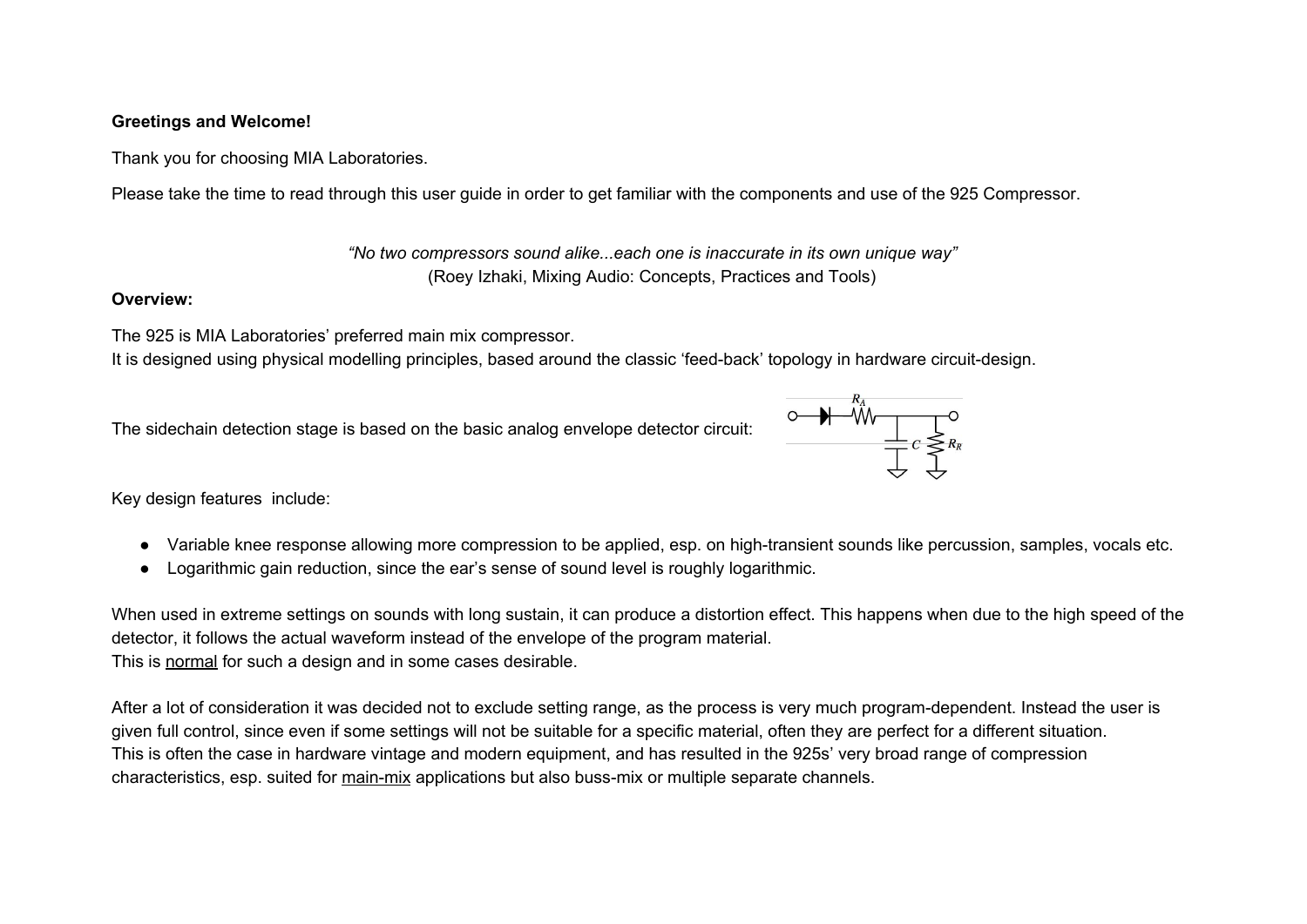**Greetings and Welcome!**

Thank you for choosing MIA Laboratories.

Please take the time to read through this user guide in order to get familiar with the components and use of the 925 Compressor.

*"No two compressors sound alike...each one is inaccurate in its own unique way"*
(Roey Izhaki, Mixing Audio: Concepts, Practices and Tools)

**Overview:**

The 925 is MIA Laboratories' preferred main mix compressor.
It is designed using physical modelling principles, based around the classic 'feed-back' topology in hardware circuit-design.

The sidechain detection stage is based on the basic analog envelope detector circuit:

Key design features include:

- Variable knee response allowing more compression to be applied, esp. on high-transient sounds like percussion, samples, vocals etc.
- Logarithmic gain reduction, since the ear's sense of sound level is roughly logarithmic.

When used in extreme settings on sounds with long sustain, it can produce a distortion effect. This happens when due to the high speed of the detector, it follows the actual waveform instead of the envelope of the program material.
This is normal for such a design and in some cases desirable.

After a lot of consideration it was decided not to exclude setting range, as the process is very much program-dependent. Instead the user is given full control, since even if some settings will not be suitable for a specific material, often they are perfect for a different situation.
This is often the case in hardware vintage and modern equipment, and has resulted in the 925s' very broad range of compression characteristics, esp. suited for main-mix applications but also buss-mix or multiple separate channels.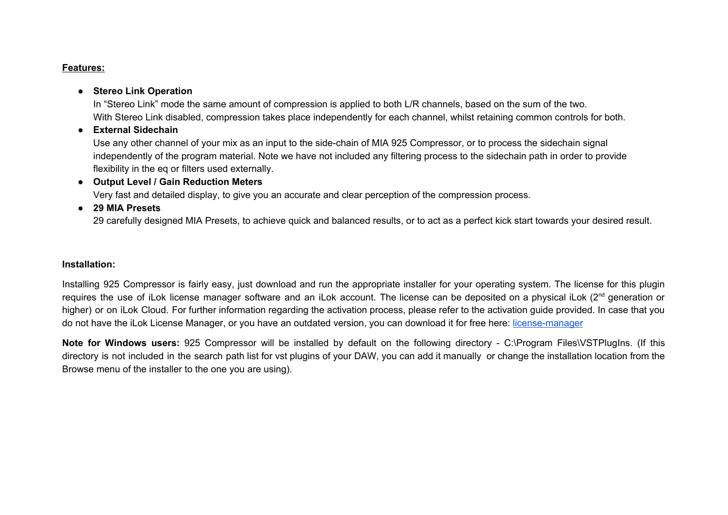**Features:**

- **Stereo Link Operation**
  In "Stereo Link" mode the same amount of compression is applied to both L/R channels, based on the sum of the two.
  With Stereo Link disabled, compression takes place independently for each channel, whilst retaining common controls for both.
- **External Sidechain**
  Use any other channel of your mix as an input to the side-chain of MIA 925 Compressor, or to process the sidechain signal independently of the program material. Note we have not included any filtering process to the sidechain path in order to provide flexibility in the eq or filters used externally.
- **Output Level / Gain Reduction Meters**
  Very fast and detailed display, to give you an accurate and clear perception of the compression process.
- **29 MIA Presets**
  29 carefully designed MIA Presets, to achieve quick and balanced results, or to act as a perfect kick start towards your desired result.

**Installation:**

Installing 925 Compressor is fairly easy, just download and run the appropriate installer for your operating system. The license for this plugin requires the use of iLok license manager software and an iLok account. The license can be deposited on a physical iLok (2nd generation or higher) or on iLok Cloud. For further information regarding the activation process, please refer to the activation guide provided. In case that you do not have the iLok License Manager, or you have an outdated version, you can download it for free here: license-manager

**Note for Windows users:** 925 Compressor will be installed by default on the following directory - C:\Program Files\VSTPlugIns. (If this directory is not included in the search path list for vst plugins of your DAW, you can add it manually or change the installation location from the Browse menu of the installer to the one you are using).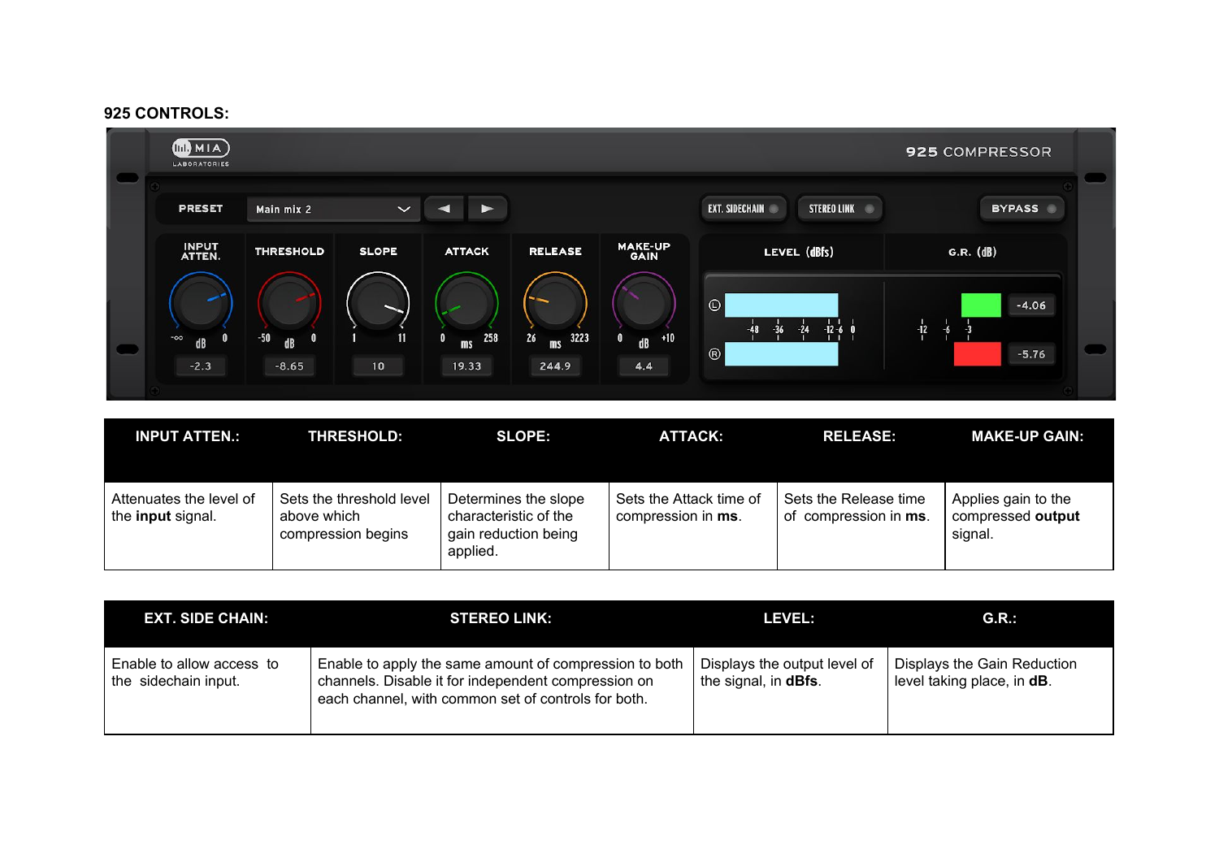**925 CONTROLS:**

| INPUT ATTEN.: | THRESHOLD: | SLOPE: | ATTACK: | RELEASE: | MAKE-UP GAIN: |
|---|---|---|---|---|---|
| Attenuates the level of the **input** signal. | Sets the threshold level above which compression begins | Determines the slope characteristic of the gain reduction being applied. | Sets the Attack time of compression in **ms**. | Sets the Release time of compression in **ms**. | Applies gain to the compressed **output** signal. |

| EXT. SIDE CHAIN: | STEREO LINK: | LEVEL: | G.R.: |
|---|---|---|---|
| Enable to allow access to the sidechain input. | Enable to apply the same amount of compression to both channels. Disable it for independent compression on each channel, with common set of controls for both. | Displays the output level of the signal, in **dBfs**. | Displays the Gain Reduction level taking place, in **dB**. |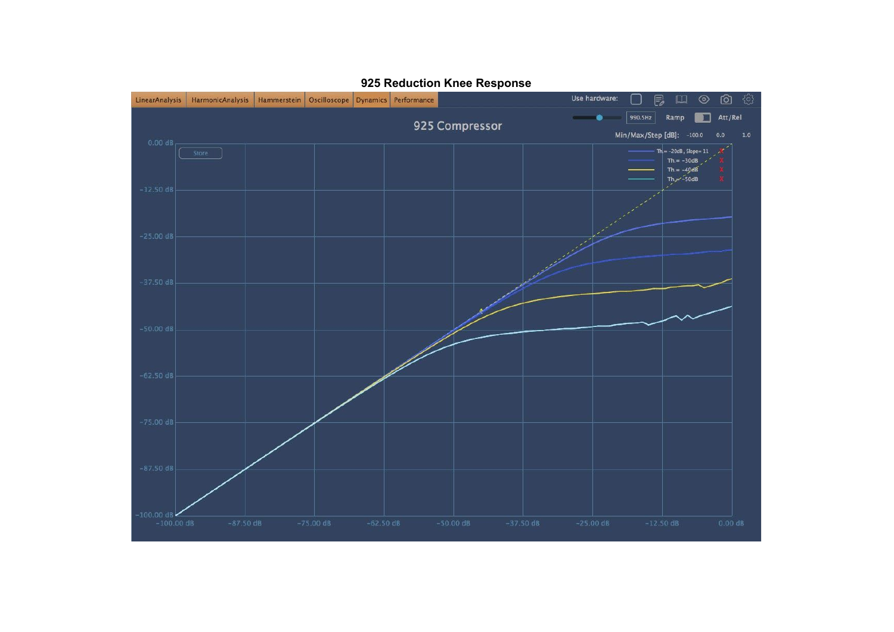**925 Reduction Knee Response**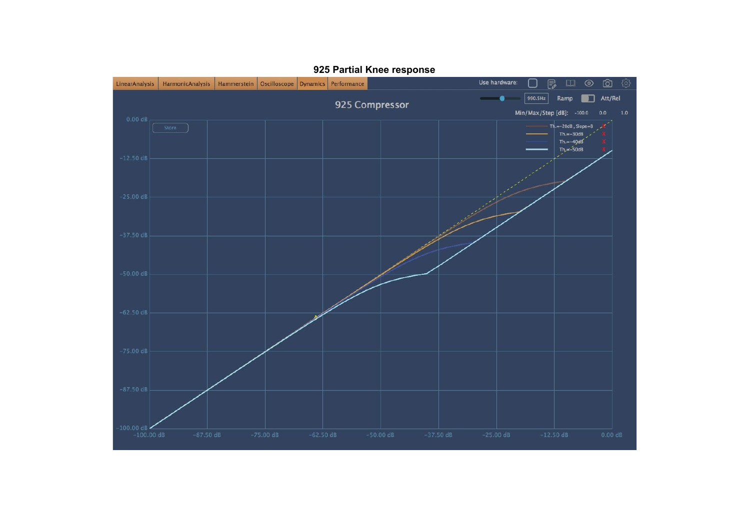**925 Partial Knee response**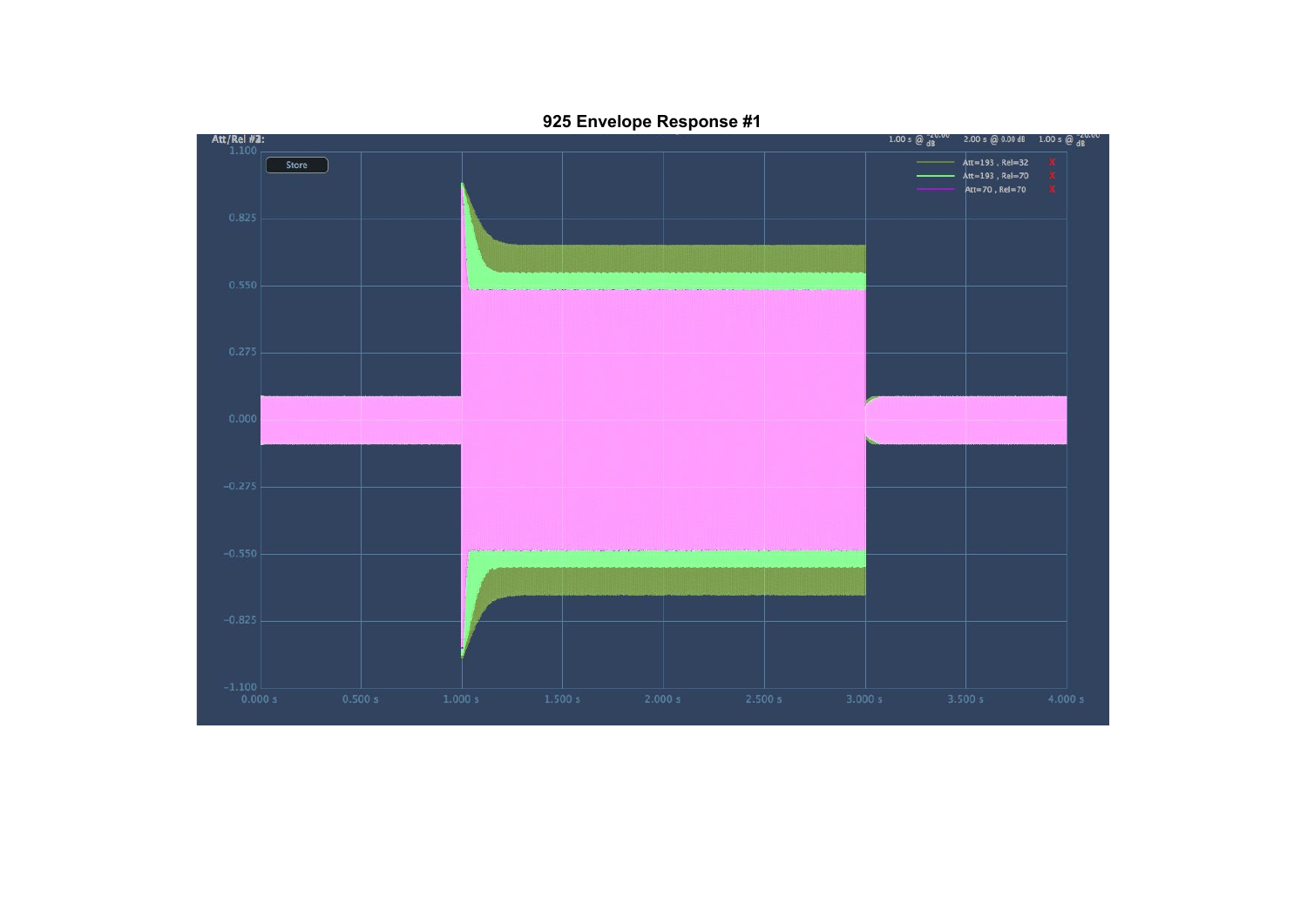# 925 Envelope Response #1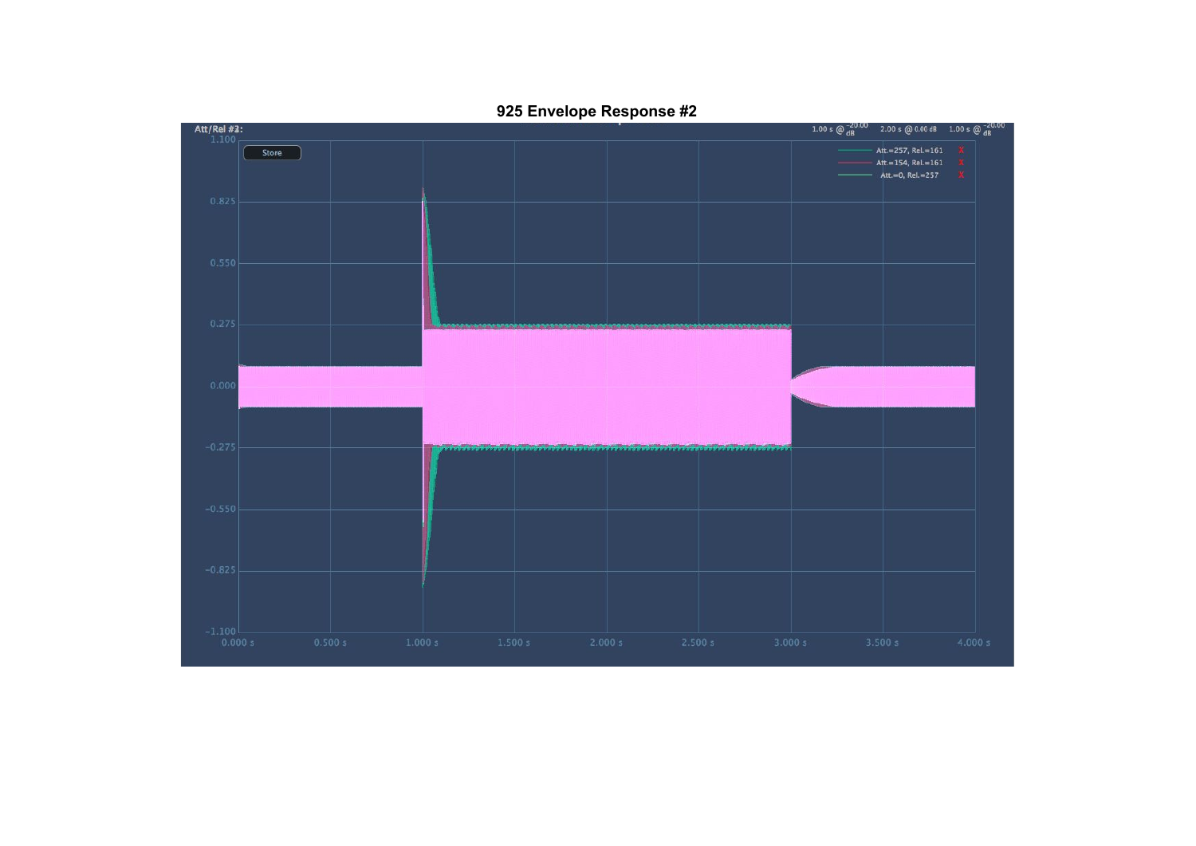# 925 Envelope Response #2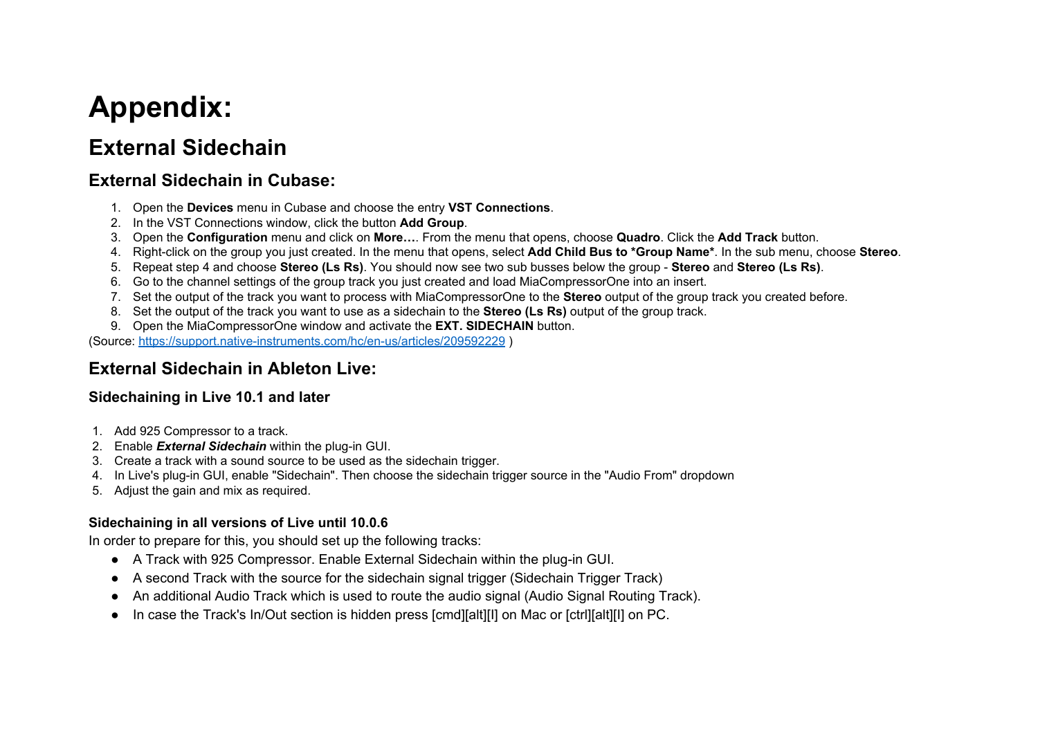# Appendix:

## External Sidechain

### External Sidechain in Cubase:

1. Open the **Devices** menu in Cubase and choose the entry **VST Connections**.
2. In the VST Connections window, click the button **Add Group**.
3. Open the **Configuration** menu and click on **More…**. From the menu that opens, choose **Quadro**. Click the **Add Track** button.
4. Right-click on the group you just created. In the menu that opens, select **Add Child Bus to *Group Name***. In the sub menu, choose **Stereo**.
5. Repeat step 4 and choose **Stereo (Ls Rs)**. You should now see two sub busses below the group - **Stereo** and **Stereo (Ls Rs)**.
6. Go to the channel settings of the group track you just created and load MiaCompressorOne into an insert.
7. Set the output of the track you want to process with MiaCompressorOne to the **Stereo** output of the group track you created before.
8. Set the output of the track you want to use as a sidechain to the **Stereo (Ls Rs)** output of the group track.
9. Open the MiaCompressorOne window and activate the **EXT. SIDECHAIN** button.

(Source: https://support.native-instruments.com/hc/en-us/articles/209592229 )

### External Sidechain in Ableton Live:

#### Sidechaining in Live 10.1 and later

1. Add 925 Compressor to a track.
2. Enable ***External Sidechain*** within the plug-in GUI.
3. Create a track with a sound source to be used as the sidechain trigger.
4. In Live's plug-in GUI, enable "Sidechain". Then choose the sidechain trigger source in the "Audio From" dropdown
5. Adjust the gain and mix as required.

#### Sidechaining in all versions of Live until 10.0.6

In order to prepare for this, you should set up the following tracks:

- A Track with 925 Compressor. Enable External Sidechain within the plug-in GUI.
- A second Track with the source for the sidechain signal trigger (Sidechain Trigger Track)
- An additional Audio Track which is used to route the audio signal (Audio Signal Routing Track).
- In case the Track's In/Out section is hidden press [cmd][alt][I] on Mac or [ctrl][alt][I] on PC.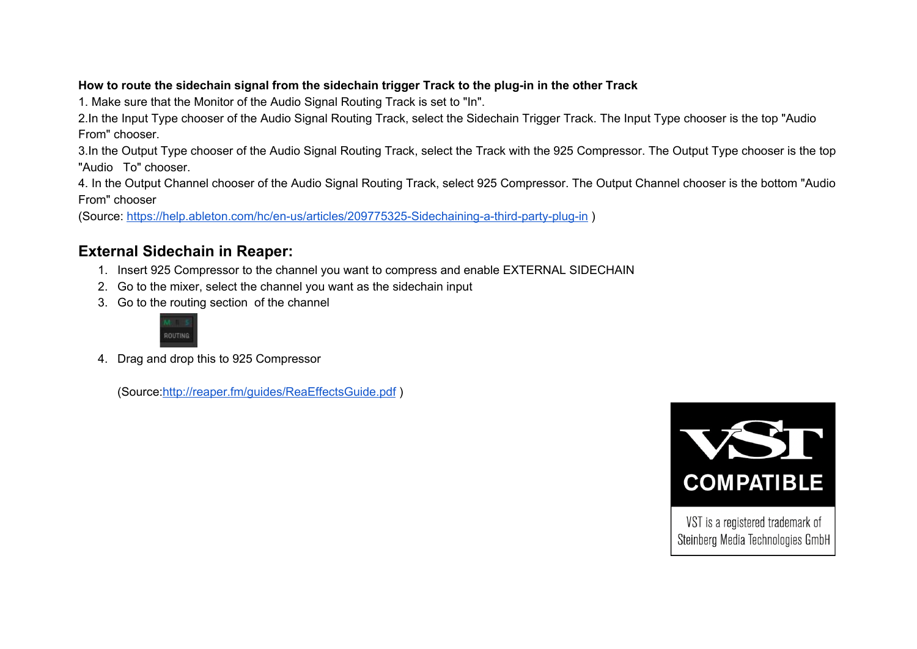**How to route the sidechain signal from the sidechain trigger Track to the plug-in in the other Track**

1. Make sure that the Monitor of the Audio Signal Routing Track is set to "In".
2. In the Input Type chooser of the Audio Signal Routing Track, select the Sidechain Trigger Track. The Input Type chooser is the top "Audio From" chooser.
3. In the Output Type chooser of the Audio Signal Routing Track, select the Track with the 925 Compressor. The Output Type chooser is the top "Audio To" chooser.
4. In the Output Channel chooser of the Audio Signal Routing Track, select 925 Compressor. The Output Channel chooser is the bottom "Audio From" chooser

(Source: https://help.ableton.com/hc/en-us/articles/209775325-Sidechaining-a-third-party-plug-in )

## External Sidechain in Reaper:

1. Insert 925 Compressor to the channel you want to compress and enable EXTERNAL SIDECHAIN
2. Go to the mixer, select the channel you want as the sidechain input
3. Go to the routing section of the channel

   M R S
   ROUTING

4. Drag and drop this to 925 Compressor

   (Source:http://reaper.fm/guides/ReaEffectsGuide.pdf )

VST COMPATIBLE

VST is a registered trademark of Steinberg Media Technologies GmbH